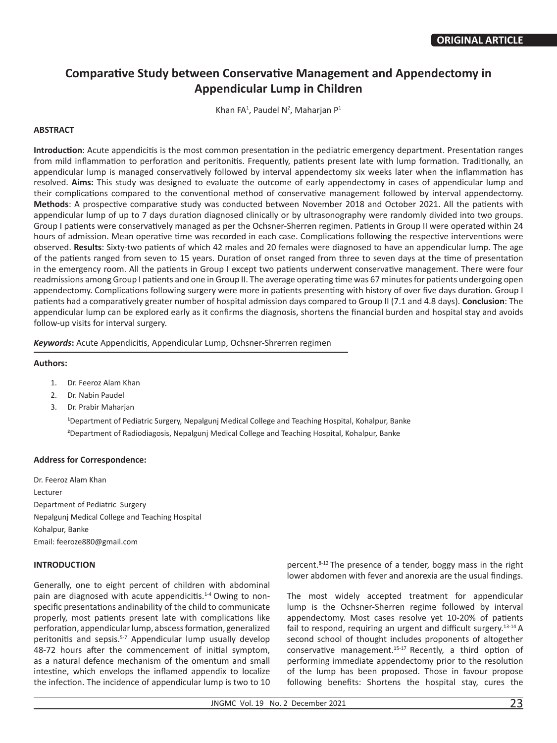**ORIGINAL ARTICLE**

# Comparative Study between Conservative Management and Appendectomy in Appendicular Lump in Children

Khan FA[1], Paudel N[2], Maharjan P[1]

## ABSTRACT

**Introduction**: Acute appendicitis is the most common presentation in the pediatric emergency department. Presentation ranges from mild inflammation to perforation and peritonitis. Frequently, patients present late with lump formation. Traditionally, an appendicular lump is managed conservatively followed by interval appendectomy six weeks later when the inflammation has resolved. **Aims:** This study was designed to evaluate the outcome of early appendectomy in cases of appendicular lump and their complications compared to the conventional method of conservative management followed by interval appendectomy. **Methods**: A prospective comparative study was conducted between November 2018 and October 2021. All the patients with appendicular lump of up to 7 days duration diagnosed clinically or by ultrasonography were randomly divided into two groups. Group I patients were conservatively managed as per the Ochsner-Sherren regimen. Patients in Group II were operated within 24 hours of admission. Mean operative time was recorded in each case. Complications following the respective interventions were observed. **Results**: Sixty-two patients of which 42 males and 20 females were diagnosed to have an appendicular lump. The age of the patients ranged from seven to 15 years. Duration of onset ranged from three to seven days at the time of presentation in the emergency room. All the patients in Group I except two patients underwent conservative management. There were four readmissions among Group I patients and one in Group II. The average operating time was 67 minutes for patients undergoing open appendectomy. Complications following surgery were more in patients presenting with history of over five days duration. Group I patients had a comparatively greater number of hospital admission days compared to Group II (7.1 and 4.8 days). **Conclusion**: The appendicular lump can be explored early as it confirms the diagnosis, shortens the financial burden and hospital stay and avoids follow-up visits for interval surgery.

***Keywords*:** Acute Appendicitis, Appendicular Lump, Ochsner-Shrerren regimen

**Authors:**

1. Dr. Feeroz Alam Khan
2. Dr. Nabin Paudel
3. Dr. Prabir Maharjan

[1]Department of Pediatric Surgery, Nepalgunj Medical College and Teaching Hospital, Kohalpur, Banke

[2]Department of Radiodiagosis, Nepalgunj Medical College and Teaching Hospital, Kohalpur, Banke

**Address for Correspondence:**

Dr. Feeroz Alam Khan
Lecturer
Department of Pediatric Surgery
Nepalgunj Medical College and Teaching Hospital
Kohalpur, Banke
Email: feeroze880@gmail.com

## INTRODUCTION

Generally, one to eight percent of children with abdominal pain are diagnosed with acute appendicitis.[1-4] Owing to non-specific presentations andinability of the child to communicate properly, most patients present late with complications like perforation, appendicular lump, abscess formation, generalized peritonitis and sepsis.[5-7] Appendicular lump usually develop 48-72 hours after the commencement of initial symptom, as a natural defence mechanism of the omentum and small intestine, which envelops the inflamed appendix to localize the infection. The incidence of appendicular lump is two to 10 percent.[8-12] The presence of a tender, boggy mass in the right lower abdomen with fever and anorexia are the usual findings.

The most widely accepted treatment for appendicular lump is the Ochsner-Sherren regime followed by interval appendectomy. Most cases resolve yet 10-20% of patients fail to respond, requiring an urgent and difficult surgery.[13-14] A second school of thought includes proponents of altogether conservative management.[15-17] Recently, a third option of performing immediate appendectomy prior to the resolution of the lump has been proposed. Those in favour propose following benefits: Shortens the hospital stay, cures the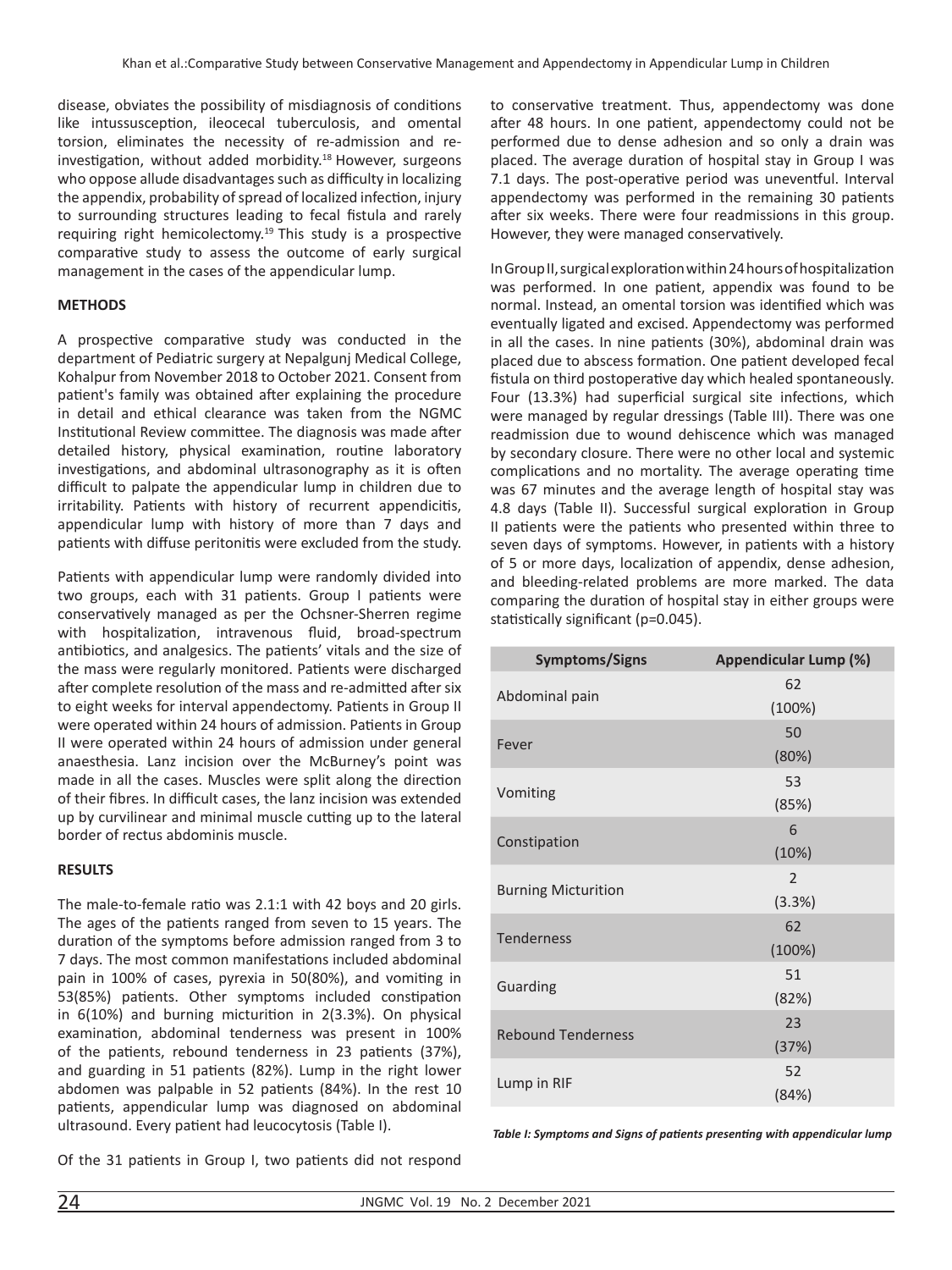disease, obviates the possibility of misdiagnosis of conditions like intussusception, ileocecal tuberculosis, and omental torsion, eliminates the necessity of re-admission and re-investigation, without added morbidity.[18] However, surgeons who oppose allude disadvantages such as difficulty in localizing the appendix, probability of spread of localized infection, injury to surrounding structures leading to fecal fistula and rarely requiring right hemicolectomy.[19] This study is a prospective comparative study to assess the outcome of early surgical management in the cases of the appendicular lump.

## METHODS

A prospective comparative study was conducted in the department of Pediatric surgery at Nepalgunj Medical College, Kohalpur from November 2018 to October 2021. Consent from patient's family was obtained after explaining the procedure in detail and ethical clearance was taken from the NGMC Institutional Review committee. The diagnosis was made after detailed history, physical examination, routine laboratory investigations, and abdominal ultrasonography as it is often difficult to palpate the appendicular lump in children due to irritability. Patients with history of recurrent appendicitis, appendicular lump with history of more than 7 days and patients with diffuse peritonitis were excluded from the study.

Patients with appendicular lump were randomly divided into two groups, each with 31 patients. Group I patients were conservatively managed as per the Ochsner-Sherren regime with hospitalization, intravenous fluid, broad-spectrum antibiotics, and analgesics. The patients' vitals and the size of the mass were regularly monitored. Patients were discharged after complete resolution of the mass and re-admitted after six to eight weeks for interval appendectomy. Patients in Group II were operated within 24 hours of admission. Patients in Group II were operated within 24 hours of admission under general anaesthesia. Lanz incision over the McBurney's point was made in all the cases. Muscles were split along the direction of their fibres. In difficult cases, the lanz incision was extended up by curvilinear and minimal muscle cutting up to the lateral border of rectus abdominis muscle.

## RESULTS

The male-to-female ratio was 2.1:1 with 42 boys and 20 girls. The ages of the patients ranged from seven to 15 years. The duration of the symptoms before admission ranged from 3 to 7 days. The most common manifestations included abdominal pain in 100% of cases, pyrexia in 50(80%), and vomiting in 53(85%) patients. Other symptoms included constipation in 6(10%) and burning micturition in 2(3.3%). On physical examination, abdominal tenderness was present in 100% of the patients, rebound tenderness in 23 patients (37%), and guarding in 51 patients (82%). Lump in the right lower abdomen was palpable in 52 patients (84%). In the rest 10 patients, appendicular lump was diagnosed on abdominal ultrasound. Every patient had leucocytosis (Table I).

Of the 31 patients in Group I, two patients did not respond to conservative treatment. Thus, appendectomy was done after 48 hours. In one patient, appendectomy could not be performed due to dense adhesion and so only a drain was placed. The average duration of hospital stay in Group I was 7.1 days. The post-operative period was uneventful. Interval appendectomy was performed in the remaining 30 patients after six weeks. There were four readmissions in this group. However, they were managed conservatively.

In Group II, surgical exploration within 24 hours of hospitalization was performed. In one patient, appendix was found to be normal. Instead, an omental torsion was identified which was eventually ligated and excised. Appendectomy was performed in all the cases. In nine patients (30%), abdominal drain was placed due to abscess formation. One patient developed fecal fistula on third postoperative day which healed spontaneously. Four (13.3%) had superficial surgical site infections, which were managed by regular dressings (Table III). There was one readmission due to wound dehiscence which was managed by secondary closure. There were no other local and systemic complications and no mortality. The average operating time was 67 minutes and the average length of hospital stay was 4.8 days (Table II). Successful surgical exploration in Group II patients were the patients who presented within three to seven days of symptoms. However, in patients with a history of 5 or more days, localization of appendix, dense adhesion, and bleeding-related problems are more marked. The data comparing the duration of hospital stay in either groups were statistically significant (p=0.045).

| Symptoms/Signs | Appendicular Lump (%) |
|---|---|
| Abdominal pain | 62 (100%) |
| Fever | 50 (80%) |
| Vomiting | 53 (85%) |
| Constipation | 6 (10%) |
| Burning Micturition | 2 (3.3%) |
| Tenderness | 62 (100%) |
| Guarding | 51 (82%) |
| Rebound Tenderness | 23 (37%) |
| Lump in RIF | 52 (84%) |

*Table I: Symptoms and Signs of patients presenting with appendicular lump*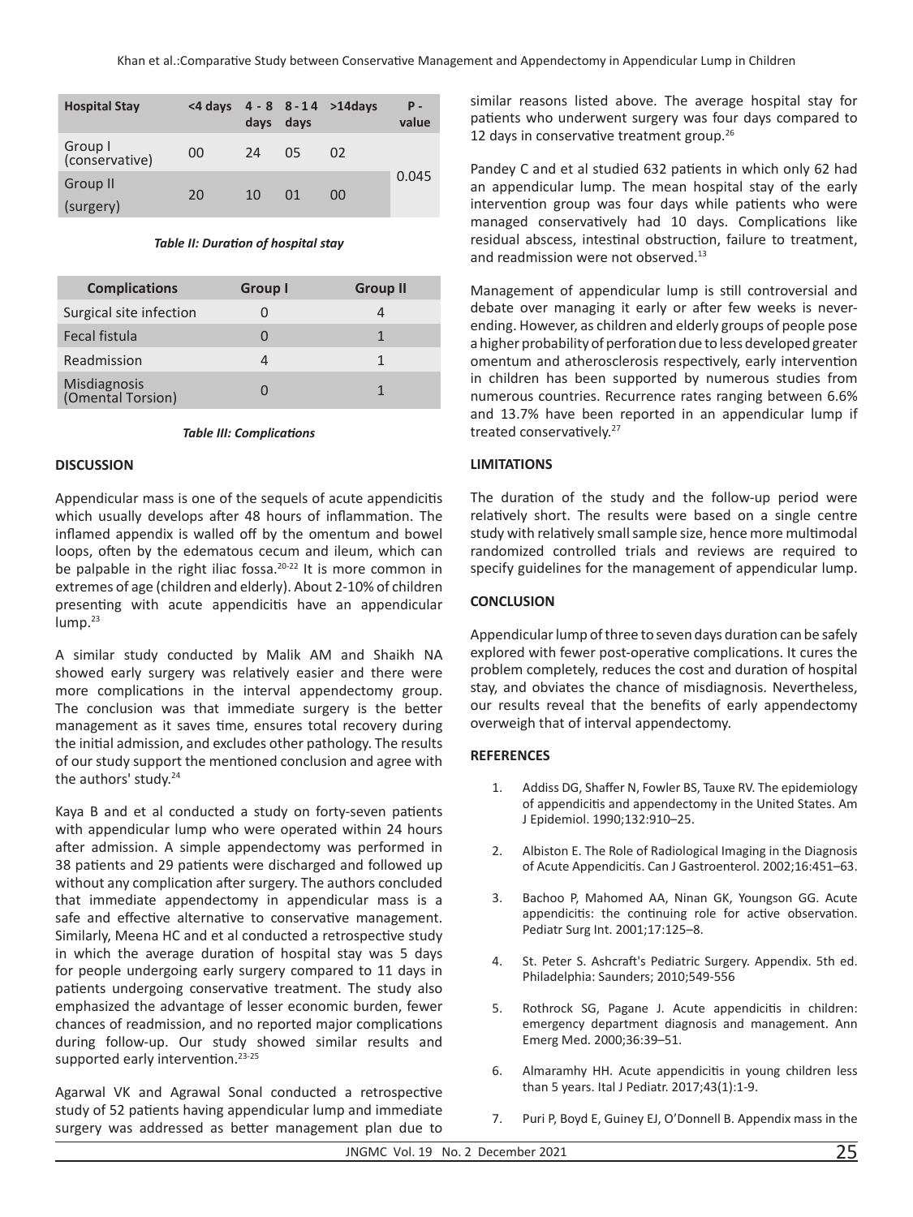| Hospital Stay | <4 days | 4 - 8 days | 8 - 14 days | >14days | P - value |
|---|---|---|---|---|---|
| Group I (conservative) | 00 | 24 | 05 | 02 | 0.045 |
| Group II (surgery) | 20 | 10 | 01 | 00 | |

*Table II: Duration of hospital stay*

| Complications | Group I | Group II |
|---|---|---|
| Surgical site infection | 0 | 4 |
| Fecal fistula | 0 | 1 |
| Readmission | 4 | 1 |
| Misdiagnosis (Omental Torsion) | 0 | 1 |

*Table III: Complications*

## DISCUSSION

Appendicular mass is one of the sequels of acute appendicitis which usually develops after 48 hours of inflammation. The inflamed appendix is walled off by the omentum and bowel loops, often by the edematous cecum and ileum, which can be palpable in the right iliac fossa.[20-22] It is more common in extremes of age (children and elderly). About 2-10% of children presenting with acute appendicitis have an appendicular lump.[23]

A similar study conducted by Malik AM and Shaikh NA showed early surgery was relatively easier and there were more complications in the interval appendectomy group. The conclusion was that immediate surgery is the better management as it saves time, ensures total recovery during the initial admission, and excludes other pathology. The results of our study support the mentioned conclusion and agree with the authors' study.[24]

Kaya B and et al conducted a study on forty-seven patients with appendicular lump who were operated within 24 hours after admission. A simple appendectomy was performed in 38 patients and 29 patients were discharged and followed up without any complication after surgery. The authors concluded that immediate appendectomy in appendicular mass is a safe and effective alternative to conservative management. Similarly, Meena HC and et al conducted a retrospective study in which the average duration of hospital stay was 5 days for people undergoing early surgery compared to 11 days in patients undergoing conservative treatment. The study also emphasized the advantage of lesser economic burden, fewer chances of readmission, and no reported major complications during follow-up. Our study showed similar results and supported early intervention.[23-25]

Agarwal VK and Agrawal Sonal conducted a retrospective study of 52 patients having appendicular lump and immediate surgery was addressed as better management plan due to similar reasons listed above. The average hospital stay for patients who underwent surgery was four days compared to 12 days in conservative treatment group.[26]

Pandey C and et al studied 632 patients in which only 62 had an appendicular lump. The mean hospital stay of the early intervention group was four days while patients who were managed conservatively had 10 days. Complications like residual abscess, intestinal obstruction, failure to treatment, and readmission were not observed.[13]

Management of appendicular lump is still controversial and debate over managing it early or after few weeks is never-ending. However, as children and elderly groups of people pose a higher probability of perforation due to less developed greater omentum and atherosclerosis respectively, early intervention in children has been supported by numerous studies from numerous countries. Recurrence rates ranging between 6.6% and 13.7% have been reported in an appendicular lump if treated conservatively.[27]

## LIMITATIONS

The duration of the study and the follow-up period were relatively short. The results were based on a single centre study with relatively small sample size, hence more multimodal randomized controlled trials and reviews are required to specify guidelines for the management of appendicular lump.

## CONCLUSION

Appendicular lump of three to seven days duration can be safely explored with fewer post-operative complications. It cures the problem completely, reduces the cost and duration of hospital stay, and obviates the chance of misdiagnosis. Nevertheless, our results reveal that the benefits of early appendectomy overweigh that of interval appendectomy.

## REFERENCES

1. Addiss DG, Shaffer N, Fowler BS, Tauxe RV. The epidemiology of appendicitis and appendectomy in the United States. Am J Epidemiol. 1990;132:910–25.
2. Albiston E. The Role of Radiological Imaging in the Diagnosis of Acute Appendicitis. Can J Gastroenterol. 2002;16:451–63.
3. Bachoo P, Mahomed AA, Ninan GK, Youngson GG. Acute appendicitis: the continuing role for active observation. Pediatr Surg Int. 2001;17:125–8.
4. St. Peter S. Ashcraft's Pediatric Surgery. Appendix. 5th ed. Philadelphia: Saunders; 2010;549-556
5. Rothrock SG, Pagane J. Acute appendicitis in children: emergency department diagnosis and management. Ann Emerg Med. 2000;36:39–51.
6. Almaramhy HH. Acute appendicitis in young children less than 5 years. Ital J Pediatr. 2017;43(1):1-9.
7. Puri P, Boyd E, Guiney EJ, O'Donnell B. Appendix mass in the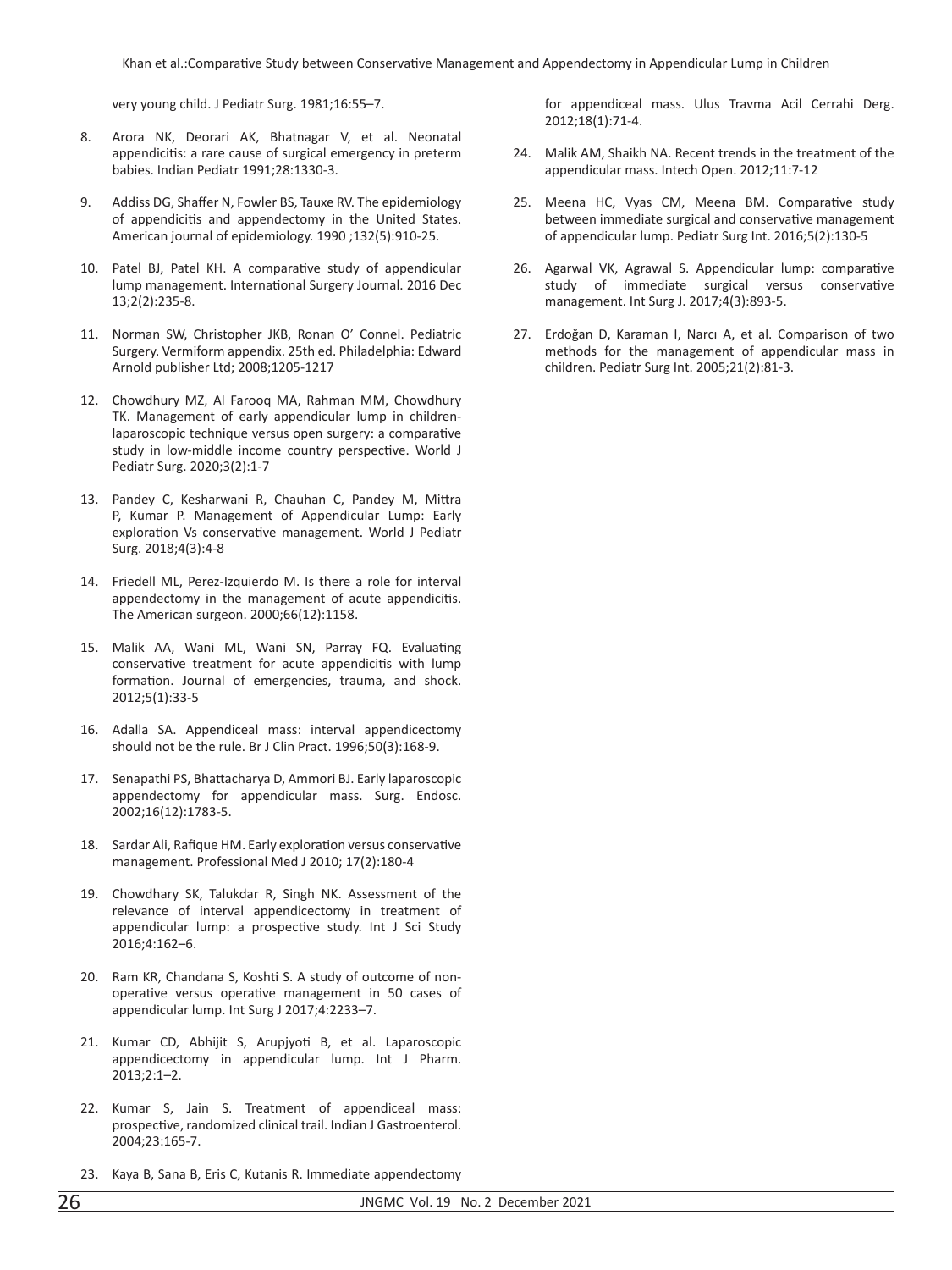very young child. J Pediatr Surg. 1981;16:55–7.

8. Arora NK, Deorari AK, Bhatnagar V, et al. Neonatal appendicitis: a rare cause of surgical emergency in preterm babies. Indian Pediatr 1991;28:1330-3.

9. Addiss DG, Shaffer N, Fowler BS, Tauxe RV. The epidemiology of appendicitis and appendectomy in the United States. American journal of epidemiology. 1990 ;132(5):910-25.

10. Patel BJ, Patel KH. A comparative study of appendicular lump management. International Surgery Journal. 2016 Dec 13;2(2):235-8.

11. Norman SW, Christopher JKB, Ronan O' Connel. Pediatric Surgery. Vermiform appendix. 25th ed. Philadelphia: Edward Arnold publisher Ltd; 2008;1205-1217

12. Chowdhury MZ, Al Farooq MA, Rahman MM, Chowdhury TK. Management of early appendicular lump in children-laparoscopic technique versus open surgery: a comparative study in low-middle income country perspective. World J Pediatr Surg. 2020;3(2):1-7

13. Pandey C, Kesharwani R, Chauhan C, Pandey M, Mittra P, Kumar P. Management of Appendicular Lump: Early exploration Vs conservative management. World J Pediatr Surg. 2018;4(3):4-8

14. Friedell ML, Perez-Izquierdo M. Is there a role for interval appendectomy in the management of acute appendicitis. The American surgeon. 2000;66(12):1158.

15. Malik AA, Wani ML, Wani SN, Parray FQ. Evaluating conservative treatment for acute appendicitis with lump formation. Journal of emergencies, trauma, and shock. 2012;5(1):33-5

16. Adalla SA. Appendiceal mass: interval appendicectomy should not be the rule. Br J Clin Pract. 1996;50(3):168-9.

17. Senapathi PS, Bhattacharya D, Ammori BJ. Early laparoscopic appendectomy for appendicular mass. Surg. Endosc. 2002;16(12):1783-5.

18. Sardar Ali, Rafique HM. Early exploration versus conservative management. Professional Med J 2010; 17(2):180-4

19. Chowdhary SK, Talukdar R, Singh NK. Assessment of the relevance of interval appendicectomy in treatment of appendicular lump: a prospective study. Int J Sci Study 2016;4:162–6.

20. Ram KR, Chandana S, Koshti S. A study of outcome of non-operative versus operative management in 50 cases of appendicular lump. Int Surg J 2017;4:2233–7.

21. Kumar CD, Abhijit S, Arupjyoti B, et al. Laparoscopic appendicectomy in appendicular lump. Int J Pharm. 2013;2:1–2.

22. Kumar S, Jain S. Treatment of appendiceal mass: prospective, randomized clinical trail. Indian J Gastroenterol. 2004;23:165-7.

23. Kaya B, Sana B, Eris C, Kutanis R. Immediate appendectomy for appendiceal mass. Ulus Travma Acil Cerrahi Derg. 2012;18(1):71-4.

24. Malik AM, Shaikh NA. Recent trends in the treatment of the appendicular mass. Intech Open. 2012;11:7-12

25. Meena HC, Vyas CM, Meena BM. Comparative study between immediate surgical and conservative management of appendicular lump. Pediatr Surg Int. 2016;5(2):130-5

26. Agarwal VK, Agrawal S. Appendicular lump: comparative study of immediate surgical versus conservative management. Int Surg J. 2017;4(3):893-5.

27. Erdoğan D, Karaman I, Narcı A, et al. Comparison of two methods for the management of appendicular mass in children. Pediatr Surg Int. 2005;21(2):81-3.